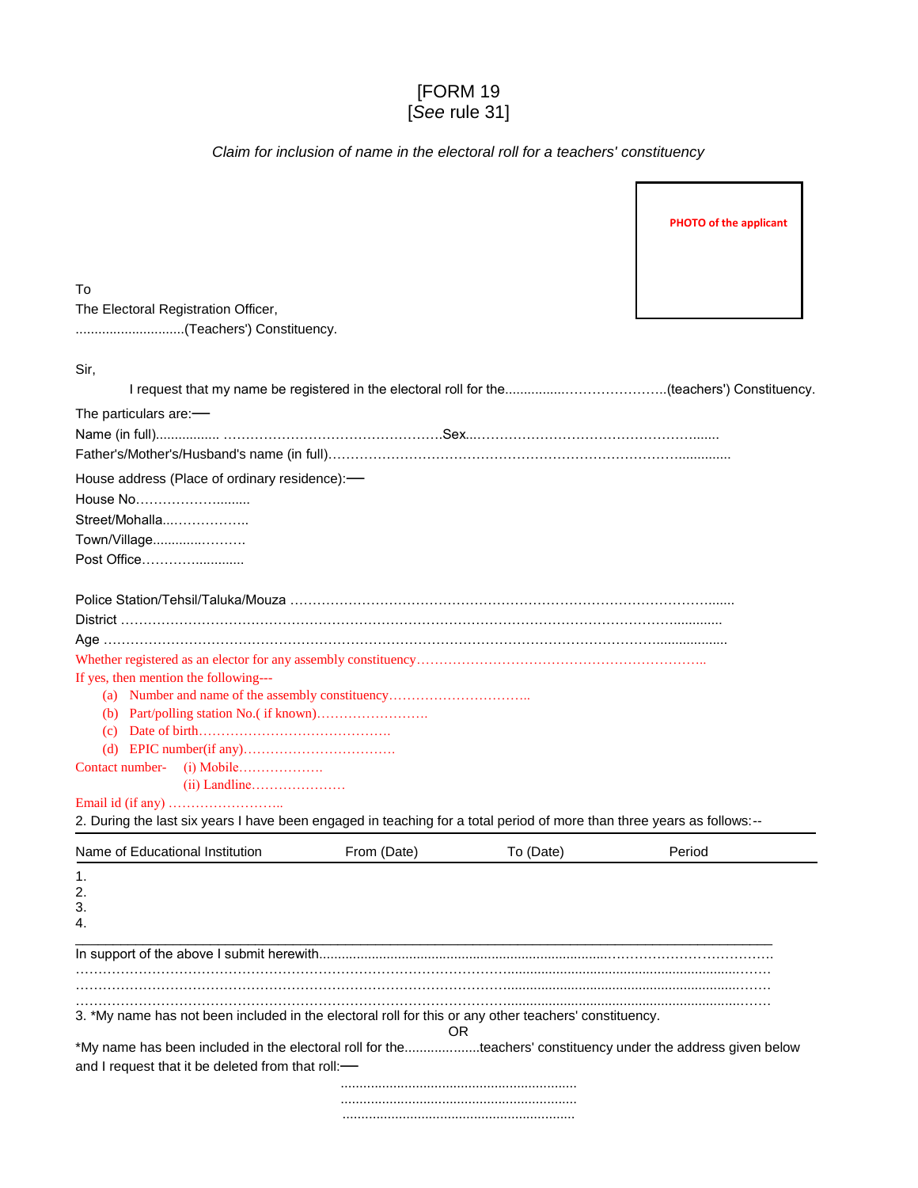# [FORM 19
# [*See* rule 31]

*Claim for inclusion of name in the electoral roll for a teachers' constituency*

PHOTO of the applicant

To
The Electoral Registration Officer,
............................(Teachers') Constituency.

Sir,

I request that my name be registered in the electoral roll for the................…………………..(teachers') Constituency.

The particulars are:—

Name (in full)................ ………………………………………….Sex...…………………………………………......

Father's/Mother's/Husband's name (in full)………………………………………………………………….............

House address (Place of ordinary residence):—

House No……………….........

Street/Mohalla..………………..

Town/Village............……….

Post Office………...............

Police Station/Tehsil/Taluka/Mouza ……………………………………………………………………………........

District ……………………………………………………………………………………………………….............

Age ………………………………………………………………………………………………………..................

Whether registered as an elector for any assembly constituency………………………………………………………..

If yes, then mention the following---

(a) Number and name of the assembly constituency…………………………..
(b) Part/polling station No.( if known)…………………….
(c) Date of birth…………………………………….
(d) EPIC number(if any)…………………………….

Contact number- (i) Mobile……………….
(ii) Landline…………………

Email id (if any) ……………………..

2. During the last six years I have been engaged in teaching for a total period of more than three years as follows:--

| Name of Educational Institution | From (Date) | To (Date) | Period |
|---|---|---|---|
| 1. | | | |
| 2. | | | |
| 3. | | | |
| 4. | | | |

In support of the above I submit herewith..............................................................................……………………………….
…………………………………………………………………………………….......................................................……
…………………………………………………………………………………….......................................................……
…………………………………………………………………………………….......................................................……

3. *My name has not been included in the electoral roll for this or any other teachers' constituency.

OR

*My name has been included in the electoral roll for the....................teachers' constituency under the address given below and I request that it be deleted from that roll:—

..............................................................
..............................................................
..............................................................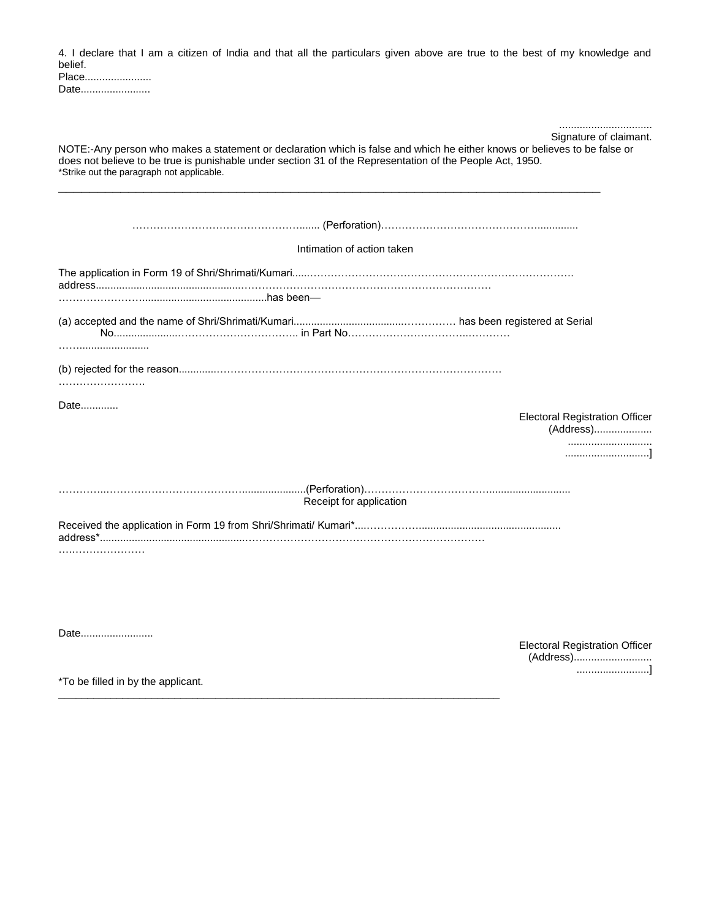4. I declare that I am a citizen of India and that all the particulars given above are true to the best of my knowledge and belief.

Place.......................

Date........................

................................
Signature of claimant.

NOTE:-Any person who makes a statement or declaration which is false and which he either knows or believes to be false or does not believe to be true is punishable under section 31 of the Representation of the People Act, 1950.

*Strike out the paragraph not applicable.

---

……………………………………………....... (Perforation)………………………………………..............

Intimation of action taken

The application in Form 19 of Shri/Shrimati/Kumari......……………………………………………………………………. address..................................................……………………………………………………………… …………………….........................................has been—

(a) accepted and the name of Shri/Shrimati/Kumari.....................................…………… has been registered at Serial No......................……………………………. in Part No…………………………….………… ……........................

(b) rejected for the reason.............………………………………………………………………………. …………………….

Date.............

Electoral Registration Officer
(Address)....................
............................
............................]

…………..……………………………….......................(Perforation)…………………………….............................

Receipt for application

Received the application in Form 19 from Shri/Shrimati/ Kumari*....……………................................................. address*...................................................……………………………………………………………… ….…………………

Date.........................

Electoral Registration Officer
(Address)...........................
.........................]

*To be filled in by the applicant.

---